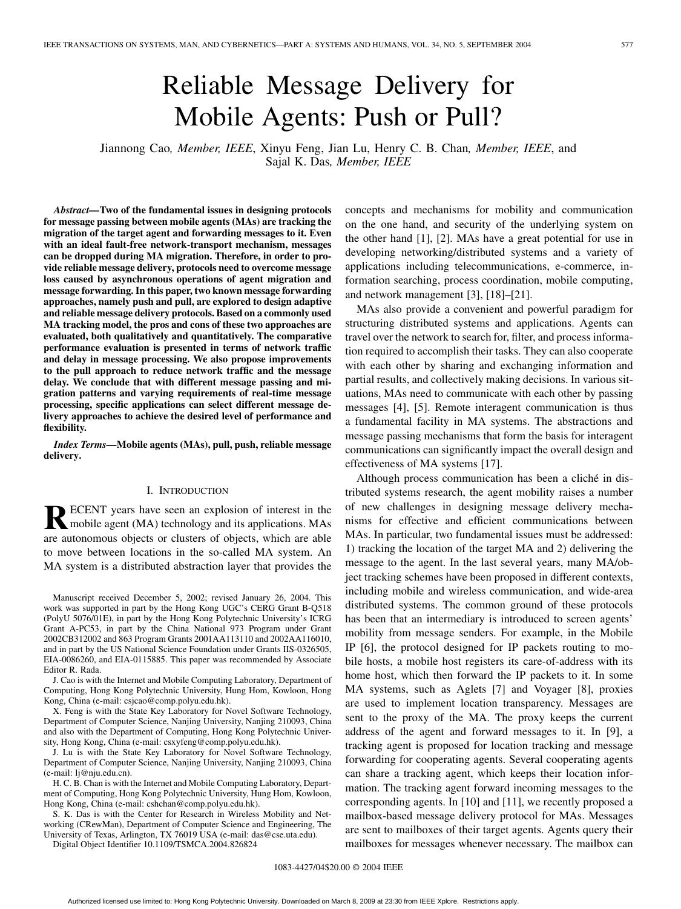# Reliable Message Delivery for Mobile Agents: Push or Pull?

Jiannong Cao, *Member, IEEE*, Xinyu Feng, Jian Lu, Henry C. B. Chan, *Member, IEEE*, and Sajal K. Das, *Member, IEEE*

***Abstract*—Two of the fundamental issues in designing protocols for message passing between mobile agents (MAs) are tracking the migration of the target agent and forwarding messages to it. Even with an ideal fault-free network-transport mechanism, messages can be dropped during MA migration. Therefore, in order to provide reliable message delivery, protocols need to overcome message loss caused by asynchronous operations of agent migration and message forwarding. In this paper, two known message forwarding approaches, namely push and pull, are explored to design adaptive and reliable message delivery protocols. Based on a commonly used MA tracking model, the pros and cons of these two approaches are evaluated, both qualitatively and quantitatively. The comparative performance evaluation is presented in terms of network traffic and delay in message processing. We also propose improvements to the pull approach to reduce network traffic and the message delay. We conclude that with different message passing and migration patterns and varying requirements of real-time message processing, specific applications can select different message delivery approaches to achieve the desired level of performance and flexibility.**

***Index Terms*—Mobile agents (MAs), pull, push, reliable message delivery.**

## I. Introduction

RECENT years have seen an explosion of interest in the mobile agent (MA) technology and its applications. MAs are autonomous objects or clusters of objects, which are able to move between locations in the so-called MA system. An MA system is a distributed abstraction layer that provides the concepts and mechanisms for mobility and communication on the one hand, and security of the underlying system on the other hand [1], [2]. MAs have a great potential for use in developing networking/distributed systems and a variety of applications including telecommunications, e-commerce, information searching, process coordination, mobile computing, and network management [3], [18]–[21].

MAs also provide a convenient and powerful paradigm for structuring distributed systems and applications. Agents can travel over the network to search for, filter, and process information required to accomplish their tasks. They can also cooperate with each other by sharing and exchanging information and partial results, and collectively making decisions. In various situations, MAs need to communicate with each other by passing messages [4], [5]. Remote interagent communication is thus a fundamental facility in MA systems. The abstractions and message passing mechanisms that form the basis for interagent communications can significantly impact the overall design and effectiveness of MA systems [17].

Although process communication has been a cliché in distributed systems research, the agent mobility raises a number of new challenges in designing message delivery mechanisms for effective and efficient communications between MAs. In particular, two fundamental issues must be addressed: 1) tracking the location of the target MA and 2) delivering the message to the agent. In the last several years, many MA/object tracking schemes have been proposed in different contexts, including mobile and wireless communication, and wide-area distributed systems. The common ground of these protocols has been that an intermediary is introduced to screen agents' mobility from message senders. For example, in the Mobile IP [6], the protocol designed for IP packets routing to mobile hosts, a mobile host registers its care-of-address with its home host, which then forward the IP packets to it. In some MA systems, such as Aglets [7] and Voyager [8], proxies are used to implement location transparency. Messages are sent to the proxy of the MA. The proxy keeps the current address of the agent and forward messages to it. In [9], a tracking agent is proposed for location tracking and message forwarding for cooperating agents. Several cooperating agents can share a tracking agent, which keeps their location information. The tracking agent forward incoming messages to the corresponding agents. In [10] and [11], we recently proposed a mailbox-based message delivery protocol for MAs. Messages are sent to mailboxes of their target agents. Agents query their mailboxes for messages whenever necessary. The mailbox can

Manuscript received December 5, 2002; revised January 26, 2004. This work was supported in part by the Hong Kong UGC's CERG Grant B-Q518 (PolyU 5076/01E), in part by the Hong Kong Polytechnic University's ICRG Grant A-PC53, in part by the China National 973 Program under Grant 2002CB312002 and 863 Program Grants 2001AA113110 and 2002AA116010, and in part by the US National Science Foundation under Grants IIS-0326505, EIA-0086260, and EIA-0115885. This paper was recommended by Associate Editor R. Rada.

J. Cao is with the Internet and Mobile Computing Laboratory, Department of Computing, Hong Kong Polytechnic University, Hung Hom, Kowloon, Hong Kong, China (e-mail: csjcao@comp.polyu.edu.hk).

X. Feng is with the State Key Laboratory for Novel Software Technology, Department of Computer Science, Nanjing University, Nanjing 210093, China and also with the Department of Computing, Hong Kong Polytechnic University, Hong Kong, China (e-mail: csxyfeng@comp.polyu.edu.hk).

J. Lu is with the State Key Laboratory for Novel Software Technology, Department of Computer Science, Nanjing University, Nanjing 210093, China (e-mail: lj@nju.edu.cn).

H. C. B. Chan is with the Internet and Mobile Computing Laboratory, Department of Computing, Hong Kong Polytechnic University, Hung Hom, Kowloon, Hong Kong, China (e-mail: cshchan@comp.polyu.edu.hk).

S. K. Das is with the Center for Research in Wireless Mobility and Networking (CRewMan), Department of Computer Science and Engineering, The University of Texas, Arlington, TX 76019 USA (e-mail: das@cse.uta.edu).

Digital Object Identifier 10.1109/TSMCA.2004.826824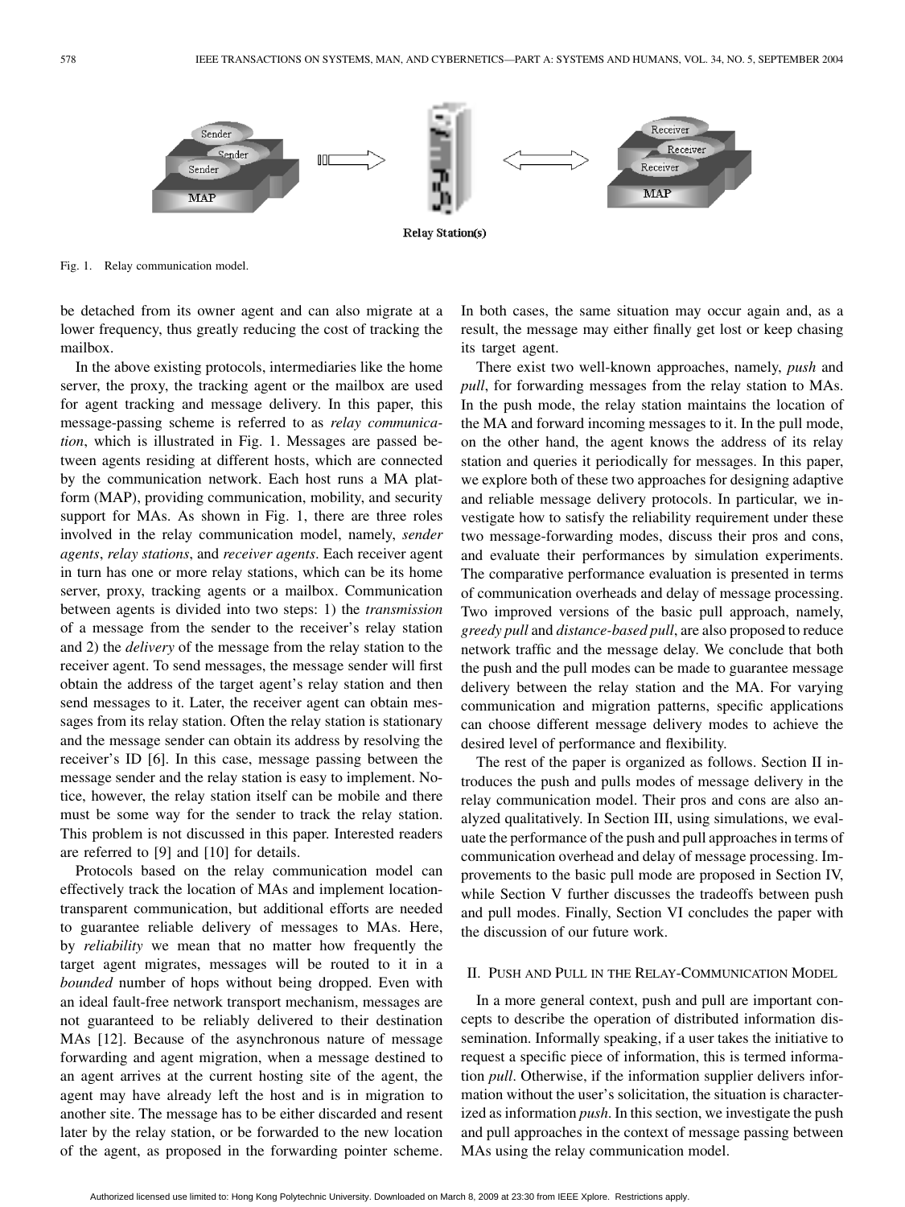Fig. 1. Relay communication model.

be detached from its owner agent and can also migrate at a lower frequency, thus greatly reducing the cost of tracking the mailbox.

In the above existing protocols, intermediaries like the home server, the proxy, the tracking agent or the mailbox are used for agent tracking and message delivery. In this paper, this message-passing scheme is referred to as *relay communication*, which is illustrated in Fig. 1. Messages are passed between agents residing at different hosts, which are connected by the communication network. Each host runs a MA platform (MAP), providing communication, mobility, and security support for MAs. As shown in Fig. 1, there are three roles involved in the relay communication model, namely, *sender agents*, *relay stations*, and *receiver agents*. Each receiver agent in turn has one or more relay stations, which can be its home server, proxy, tracking agents or a mailbox. Communication between agents is divided into two steps: 1) the *transmission* of a message from the sender to the receiver's relay station and 2) the *delivery* of the message from the relay station to the receiver agent. To send messages, the message sender will first obtain the address of the target agent's relay station and then send messages to it. Later, the receiver agent can obtain messages from its relay station. Often the relay station is stationary and the message sender can obtain its address by resolving the receiver's ID [6]. In this case, message passing between the message sender and the relay station is easy to implement. Notice, however, the relay station itself can be mobile and there must be some way for the sender to track the relay station. This problem is not discussed in this paper. Interested readers are referred to [9] and [10] for details.

Protocols based on the relay communication model can effectively track the location of MAs and implement location-transparent communication, but additional efforts are needed to guarantee reliable delivery of messages to MAs. Here, by *reliability* we mean that no matter how frequently the target agent migrates, messages will be routed to it in a *bounded* number of hops without being dropped. Even with an ideal fault-free network transport mechanism, messages are not guaranteed to be reliably delivered to their destination MAs [12]. Because of the asynchronous nature of message forwarding and agent migration, when a message destined to an agent arrives at the current hosting site of the agent, the agent may have already left the host and is in migration to another site. The message has to be either discarded and resent later by the relay station, or be forwarded to the new location of the agent, as proposed in the forwarding pointer scheme. In both cases, the same situation may occur again and, as a result, the message may either finally get lost or keep chasing its target agent.

There exist two well-known approaches, namely, *push* and *pull*, for forwarding messages from the relay station to MAs. In the push mode, the relay station maintains the location of the MA and forward incoming messages to it. In the pull mode, on the other hand, the agent knows the address of its relay station and queries it periodically for messages. In this paper, we explore both of these two approaches for designing adaptive and reliable message delivery protocols. In particular, we investigate how to satisfy the reliability requirement under these two message-forwarding modes, discuss their pros and cons, and evaluate their performances by simulation experiments. The comparative performance evaluation is presented in terms of communication overheads and delay of message processing. Two improved versions of the basic pull approach, namely, *greedy pull* and *distance-based pull*, are also proposed to reduce network traffic and the message delay. We conclude that both the push and the pull modes can be made to guarantee message delivery between the relay station and the MA. For varying communication and migration patterns, specific applications can choose different message delivery modes to achieve the desired level of performance and flexibility.

The rest of the paper is organized as follows. Section II introduces the push and pulls modes of message delivery in the relay communication model. Their pros and cons are also analyzed qualitatively. In Section III, using simulations, we evaluate the performance of the push and pull approaches in terms of communication overhead and delay of message processing. Improvements to the basic pull mode are proposed in Section IV, while Section V further discusses the tradeoffs between push and pull modes. Finally, Section VI concludes the paper with the discussion of our future work.

## II. Push and Pull in the Relay-Communication Model

In a more general context, push and pull are important concepts to describe the operation of distributed information dissemination. Informally speaking, if a user takes the initiative to request a specific piece of information, this is termed information *pull*. Otherwise, if the information supplier delivers information without the user's solicitation, the situation is characterized as information *push*. In this section, we investigate the push and pull approaches in the context of message passing between MAs using the relay communication model.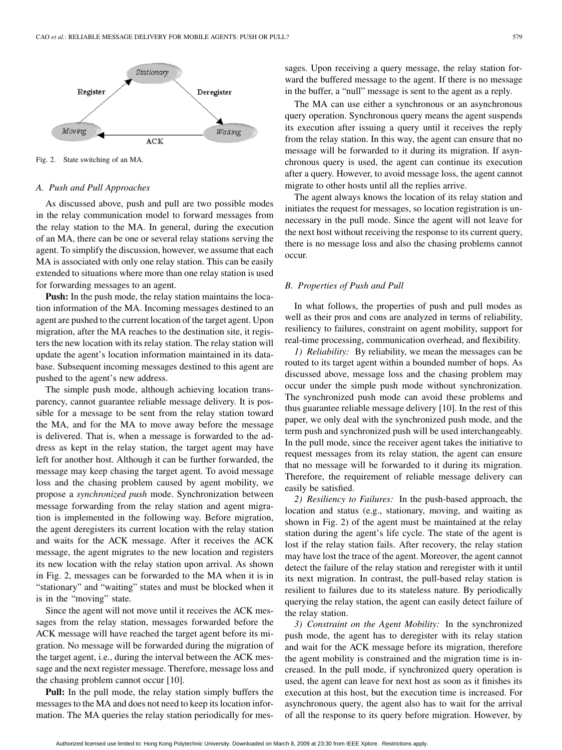Fig. 2. State switching of an MA.

### A. Push and Pull Approaches

As discussed above, push and pull are two possible modes in the relay communication model to forward messages from the relay station to the MA. In general, during the execution of an MA, there can be one or several relay stations serving the agent. To simplify the discussion, however, we assume that each MA is associated with only one relay station. This can be easily extended to situations where more than one relay station is used for forwarding messages to an agent.

**Push:** In the push mode, the relay station maintains the location information of the MA. Incoming messages destined to an agent are pushed to the current location of the target agent. Upon migration, after the MA reaches to the destination site, it registers the new location with its relay station. The relay station will update the agent's location information maintained in its database. Subsequent incoming messages destined to this agent are pushed to the agent's new address.

The simple push mode, although achieving location transparency, cannot guarantee reliable message delivery. It is possible for a message to be sent from the relay station toward the MA, and for the MA to move away before the message is delivered. That is, when a message is forwarded to the address as kept in the relay station, the target agent may have left for another host. Although it can be further forwarded, the message may keep chasing the target agent. To avoid message loss and the chasing problem caused by agent mobility, we propose a *synchronized push* mode. Synchronization between message forwarding from the relay station and agent migration is implemented in the following way. Before migration, the agent deregisters its current location with the relay station and waits for the ACK message. After it receives the ACK message, the agent migrates to the new location and registers its new location with the relay station upon arrival. As shown in Fig. 2, messages can be forwarded to the MA when it is in "stationary" and "waiting" states and must be blocked when it is in the "moving" state.

Since the agent will not move until it receives the ACK messages from the relay station, messages forwarded before the ACK message will have reached the target agent before its migration. No message will be forwarded during the migration of the target agent, i.e., during the interval between the ACK message and the next register message. Therefore, message loss and the chasing problem cannot occur [10].

**Pull:** In the pull mode, the relay station simply buffers the messages to the MA and does not need to keep its location information. The MA queries the relay station periodically for messages. Upon receiving a query message, the relay station forward the buffered message to the agent. If there is no message in the buffer, a "null" message is sent to the agent as a reply.

The MA can use either a synchronous or an asynchronous query operation. Synchronous query means the agent suspends its execution after issuing a query until it receives the reply from the relay station. In this way, the agent can ensure that no message will be forwarded to it during its migration. If asynchronous query is used, the agent can continue its execution after a query. However, to avoid message loss, the agent cannot migrate to other hosts until all the replies arrive.

The agent always knows the location of its relay station and initiates the request for messages, so location registration is unnecessary in the pull mode. Since the agent will not leave for the next host without receiving the response to its current query, there is no message loss and also the chasing problems cannot occur.

### B. Properties of Push and Pull

In what follows, the properties of push and pull modes as well as their pros and cons are analyzed in terms of reliability, resiliency to failures, constraint on agent mobility, support for real-time processing, communication overhead, and flexibility.

*1) Reliability:* By reliability, we mean the messages can be routed to its target agent within a bounded number of hops. As discussed above, message loss and the chasing problem may occur under the simple push mode without synchronization. The synchronized push mode can avoid these problems and thus guarantee reliable message delivery [10]. In the rest of this paper, we only deal with the synchronized push mode, and the term push and synchronized push will be used interchangeably. In the pull mode, since the receiver agent takes the initiative to request messages from its relay station, the agent can ensure that no message will be forwarded to it during its migration. Therefore, the requirement of reliable message delivery can easily be satisfied.

*2) Resiliency to Failures:* In the push-based approach, the location and status (e.g., stationary, moving, and waiting as shown in Fig. 2) of the agent must be maintained at the relay station during the agent's life cycle. The state of the agent is lost if the relay station fails. After recovery, the relay station may have lost the trace of the agent. Moreover, the agent cannot detect the failure of the relay station and reregister with it until its next migration. In contrast, the pull-based relay station is resilient to failures due to its stateless nature. By periodically querying the relay station, the agent can easily detect failure of the relay station.

*3) Constraint on the Agent Mobility:* In the synchronized push mode, the agent has to deregister with its relay station and wait for the ACK message before its migration, therefore the agent mobility is constrained and the migration time is increased. In the pull mode, if synchronized query operation is used, the agent can leave for next host as soon as it finishes its execution at this host, but the execution time is increased. For asynchronous query, the agent also has to wait for the arrival of all the response to its query before migration. However, by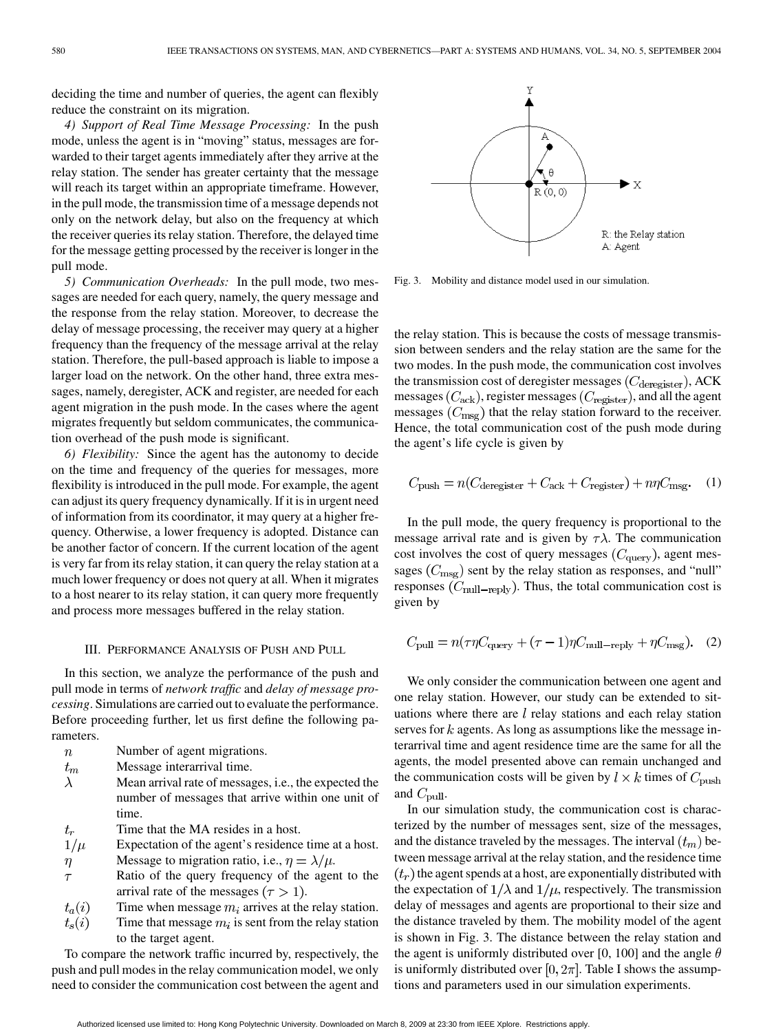deciding the time and number of queries, the agent can flexibly reduce the constraint on its migration.

*4) Support of Real Time Message Processing:* In the push mode, unless the agent is in "moving" status, messages are forwarded to their target agents immediately after they arrive at the relay station. The sender has greater certainty that the message will reach its target within an appropriate timeframe. However, in the pull mode, the transmission time of a message depends not only on the network delay, but also on the frequency at which the receiver queries its relay station. Therefore, the delayed time for the message getting processed by the receiver is longer in the pull mode.

*5) Communication Overheads:* In the pull mode, two messages are needed for each query, namely, the query message and the response from the relay station. Moreover, to decrease the delay of message processing, the receiver may query at a higher frequency than the frequency of the message arrival at the relay station. Therefore, the pull-based approach is liable to impose a larger load on the network. On the other hand, three extra messages, namely, deregister, ACK and register, are needed for each agent migration in the push mode. In the cases where the agent migrates frequently but seldom communicates, the communication overhead of the push mode is significant.

*6) Flexibility:* Since the agent has the autonomy to decide on the time and frequency of the queries for messages, more flexibility is introduced in the pull mode. For example, the agent can adjust its query frequency dynamically. If it is in urgent need of information from its coordinator, it may query at a higher frequency. Otherwise, a lower frequency is adopted. Distance can be another factor of concern. If the current location of the agent is very far from its relay station, it can query the relay station at a much lower frequency or does not query at all. When it migrates to a host nearer to its relay station, it can query more frequently and process more messages buffered in the relay station.

## III. Performance Analysis of Push and Pull

In this section, we analyze the performance of the push and pull mode in terms of *network traffic* and *delay of message processing*. Simulations are carried out to evaluate the performance. Before proceeding further, let us first define the following parameters.

| | |
|---|---|
| $n$ | Number of agent migrations. |
| $t_m$ | Message interarrival time. |
| $\lambda$ | Mean arrival rate of messages, i.e., the expected the number of messages that arrive within one unit of time. |
| $t_r$ | Time that the MA resides in a host. |
| $1/\mu$ | Expectation of the agent's residence time at a host. |
| $\eta$ | Message to migration ratio, i.e., $\eta = \lambda/\mu$. |
| $\tau$ | Ratio of the query frequency of the agent to the arrival rate of the messages ($\tau > 1$). |
| $t_a(i)$ | Time when message $m_i$ arrives at the relay station. |
| $t_s(i)$ | Time that message $m_i$ is sent from the relay station to the target agent. |

To compare the network traffic incurred by, respectively, the push and pull modes in the relay communication model, we only need to consider the communication cost between the agent and the relay station. This is because the costs of message transmission between senders and the relay station are the same for the two modes. In the push mode, the communication cost involves the transmission cost of deregister messages ($C_{\text{deregister}}$), ACK messages ($C_{\text{ack}}$), register messages ($C_{\text{register}}$), and all the agent messages ($C_{\text{msg}}$) that the relay station forward to the receiver. Hence, the total communication cost of the push mode during the agent's life cycle is given by

$$C_{\text{push}} = n(C_{\text{deregister}} + C_{\text{ack}} + C_{\text{register}}) + n\eta C_{\text{msg}}. \quad (1)$$

In the pull mode, the query frequency is proportional to the message arrival rate and is given by $\tau\lambda$. The communication cost involves the cost of query messages ($C_{\text{query}}$), agent messages ($C_{\text{msg}}$) sent by the relay station as responses, and "null" responses ($C_{\text{null-reply}}$). Thus, the total communication cost is given by

$$C_{\text{pull}} = n(\tau\eta C_{\text{query}} + (\tau - 1)\eta C_{\text{null-reply}} + \eta C_{\text{msg}}). \quad (2)$$

We only consider the communication between one agent and one relay station. However, our study can be extended to situations where there are $l$ relay stations and each relay station serves for $k$ agents. As long as assumptions like the message interarrival time and agent residence time are the same for all the agents, the model presented above can remain unchanged and the communication costs will be given by $l \times k$ times of $C_{\text{push}}$ and $C_{\text{pull}}$.

In our simulation study, the communication cost is characterized by the number of messages sent, size of the messages, and the distance traveled by the messages. The interval ($t_m$) between message arrival at the relay station, and the residence time ($t_r$) the agent spends at a host, are exponentially distributed with the expectation of $1/\lambda$ and $1/\mu$, respectively. The transmission delay of messages and agents are proportional to their size and the distance traveled by them. The mobility model of the agent is shown in Fig. 3. The distance between the relay station and the agent is uniformly distributed over [0, 100] and the angle $\theta$ is uniformly distributed over $[0, 2\pi]$. Table I shows the assumptions and parameters used in our simulation experiments.

Y
A
θ
X
R (0, 0)
R: the Relay station
A: Agent

Fig. 3. Mobility and distance model used in our simulation.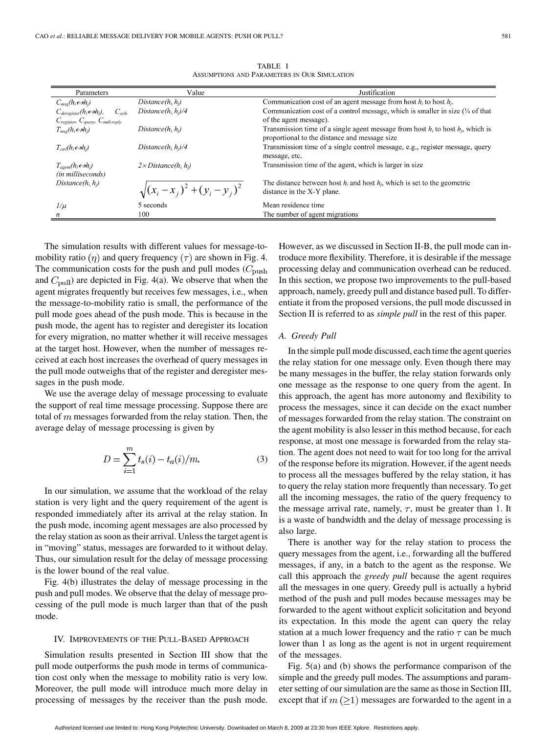TABLE I
ASSUMPTIONS AND PARAMETERS IN OUR SIMULATION

| Parameters | Value | Justification |
|---|---|---|
| $C_{msg}(h_i \leftrightarrow h_j)$ | $Distance(h_i, h_j)$ | Communication cost of an agent message from host $h_i$ to host $h_j$. |
| $C_{deregister}(h_i \leftrightarrow h_j)$, $C_{ack}$, $C_{register}$, $C_{query}$, $C_{null\text{-}reply}$ | $Distance(h_i, h_j)/4$ | Communication cost of a control message, which is smaller in size (¼ of that of the agent message). |
| $T_{msg}(h_i \leftrightarrow h_j)$ | $Distance(h_i, h_j)$ | Transmission time of a single agent message from host $h_i$ to host $h_j$, which is proportional to the distance and message size |
| $T_{ctrl}(h_i \leftrightarrow h_j)$ | $Distance(h_i, h_j)/4$ | Transmission time of a single control message, e.g., register message, query message, etc. |
| $T_{agent}(h_i \leftrightarrow h_j)$ (in milliseconds) | $2 \times Distance(h_i, h_j)$ | Transmission time of the agent, which is larger in size |
| $Distance(h_i, h_j)$ | $\sqrt{(x_i - x_j)^2 + (y_i - y_j)^2}$ | The distance between host $h_i$ and host $h_j$, which is set to the geometric distance in the X-Y plane. |
| $1/\mu$ | 5 seconds | Mean residence time |
| $n$ | 100 | The number of agent migrations |

The simulation results with different values for message-to-mobility ratio $(\eta)$ and query frequency $(\tau)$ are shown in Fig. 4. The communication costs for the push and pull modes ($C_{\text{push}}$ and $C_{\text{pull}}$) are depicted in Fig. 4(a). We observe that when the agent migrates frequently but receives few messages, i.e., when the message-to-mobility ratio is small, the performance of the pull mode goes ahead of the push mode. This is because in the push mode, the agent has to register and deregister its location for every migration, no matter whether it will receive messages at the target host. However, when the number of messages received at each host increases the overhead of query messages in the pull mode outweighs that of the register and deregister messages in the push mode.

We use the average delay of message processing to evaluate the support of real time message processing. Suppose there are total of $m$ messages forwarded from the relay station. Then, the average delay of message processing is given by

$$D = \sum_{i=1}^{m} t_s(i) - t_a(i)/m. \tag{3}$$

In our simulation, we assume that the workload of the relay station is very light and the query requirement of the agent is responded immediately after its arrival at the relay station. In the push mode, incoming agent messages are also processed by the relay station as soon as their arrival. Unless the target agent is in "moving" status, messages are forwarded to it without delay. Thus, our simulation result for the delay of message processing is the lower bound of the real value.

Fig. 4(b) illustrates the delay of message processing in the push and pull modes. We observe that the delay of message processing of the pull mode is much larger than that of the push mode.

## IV. Improvements of the Pull-Based Approach

Simulation results presented in Section III show that the pull mode outperforms the push mode in terms of communication cost only when the message to mobility ratio is very low. Moreover, the pull mode will introduce much more delay in processing of messages by the receiver than the push mode. However, as we discussed in Section II-B, the pull mode can introduce more flexibility. Therefore, it is desirable if the message processing delay and communication overhead can be reduced. In this section, we propose two improvements to the pull-based approach, namely, greedy pull and distance based pull. To differentiate it from the proposed versions, the pull mode discussed in Section II is referred to as *simple pull* in the rest of this paper.

### A. Greedy Pull

In the simple pull mode discussed, each time the agent queries the relay station for one message only. Even though there may be many messages in the buffer, the relay station forwards only one message as the response to one query from the agent. In this approach, the agent has more autonomy and flexibility to process the messages, since it can decide on the exact number of messages forwarded from the relay station. The constraint on the agent mobility is also lesser in this method because, for each response, at most one message is forwarded from the relay station. The agent does not need to wait for too long for the arrival of the response before its migration. However, if the agent needs to process all the messages buffered by the relay station, it has to query the relay station more frequently than necessary. To get all the incoming messages, the ratio of the query frequency to the message arrival rate, namely, $\tau$, must be greater than 1. It is a waste of bandwidth and the delay of message processing is also large.

There is another way for the relay station to process the query messages from the agent, i.e., forwarding all the buffered messages, if any, in a batch to the agent as the response. We call this approach the *greedy pull* because the agent requires all the messages in one query. Greedy pull is actually a hybrid method of the push and pull modes because messages may be forwarded to the agent without explicit solicitation and beyond its expectation. In this mode the agent can query the relay station at a much lower frequency and the ratio $\tau$ can be much lower than 1 as long as the agent is not in urgent requirement of the messages.

Fig. 5(a) and (b) shows the performance comparison of the simple and the greedy pull modes. The assumptions and parameter setting of our simulation are the same as those in Section III, except that if $m\ (\geq 1)$ messages are forwarded to the agent in a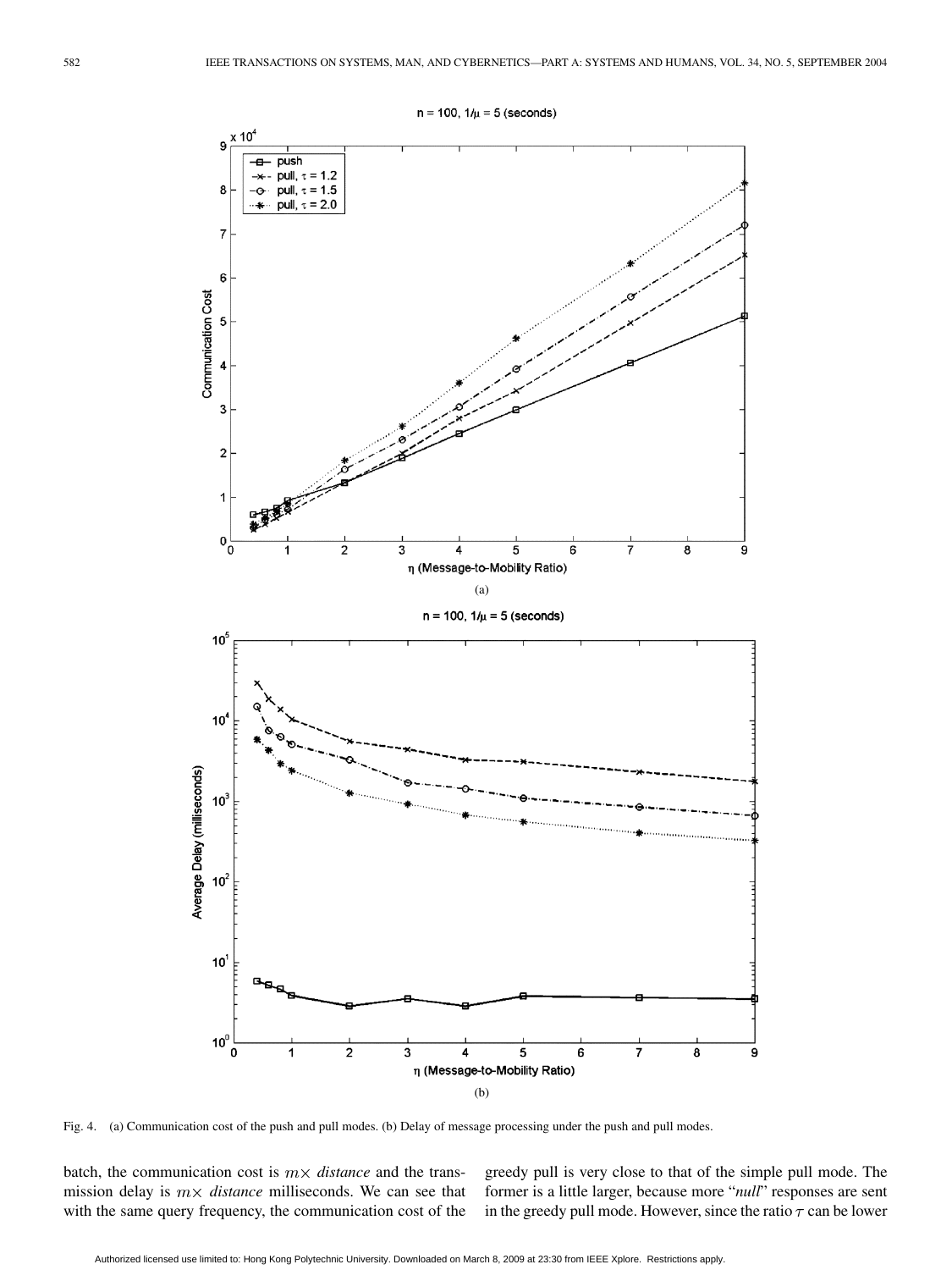Fig. 4. (a) Communication cost of the push and pull modes. (b) Delay of message processing under the push and pull modes.

batch, the communication cost is $m\times$ *distance* and the transmission delay is $m\times$ *distance* milliseconds. We can see that with the same query frequency, the communication cost of the greedy pull is very close to that of the simple pull mode. The former is a little larger, because more "*null*" responses are sent in the greedy pull mode. However, since the ratio $\tau$ can be lower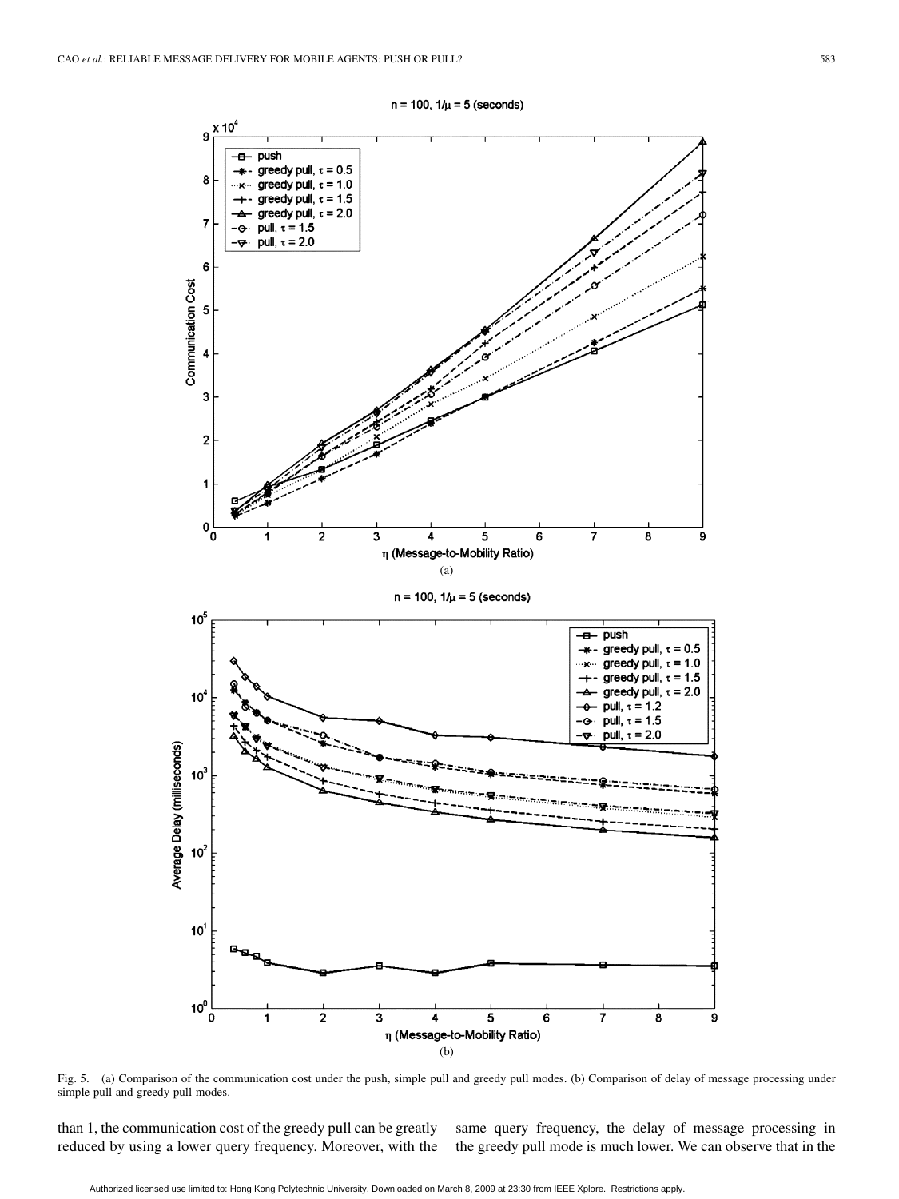Fig. 5. (a) Comparison of the communication cost under the push, simple pull and greedy pull modes. (b) Comparison of delay of message processing under simple pull and greedy pull modes.

than 1, the communication cost of the greedy pull can be greatly reduced by using a lower query frequency. Moreover, with the same query frequency, the delay of message processing in the greedy pull mode is much lower. We can observe that in the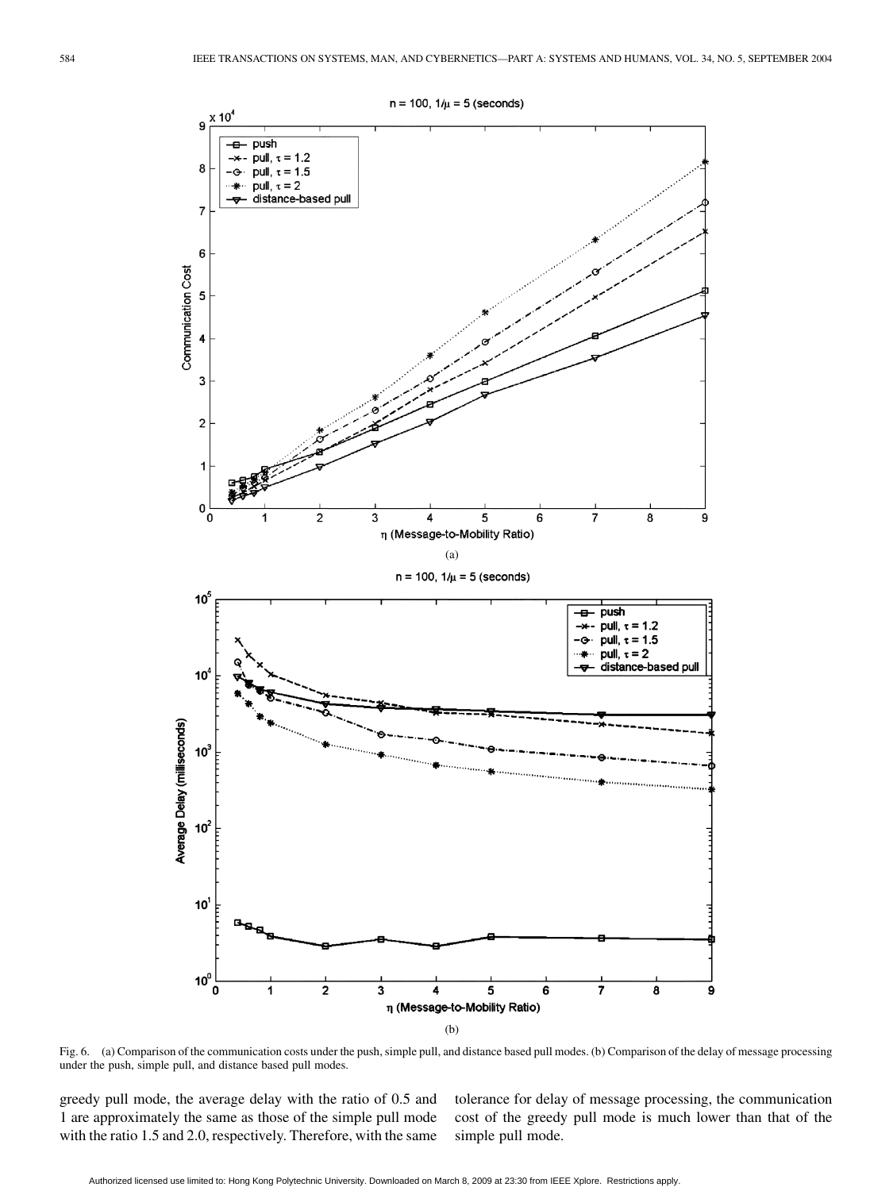Fig. 6. (a) Comparison of the communication costs under the push, simple pull, and distance based pull modes. (b) Comparison of the delay of message processing under the push, simple pull, and distance based pull modes.

greedy pull mode, the average delay with the ratio of 0.5 and 1 are approximately the same as those of the simple pull mode with the ratio 1.5 and 2.0, respectively. Therefore, with the same tolerance for delay of message processing, the communication cost of the greedy pull mode is much lower than that of the simple pull mode.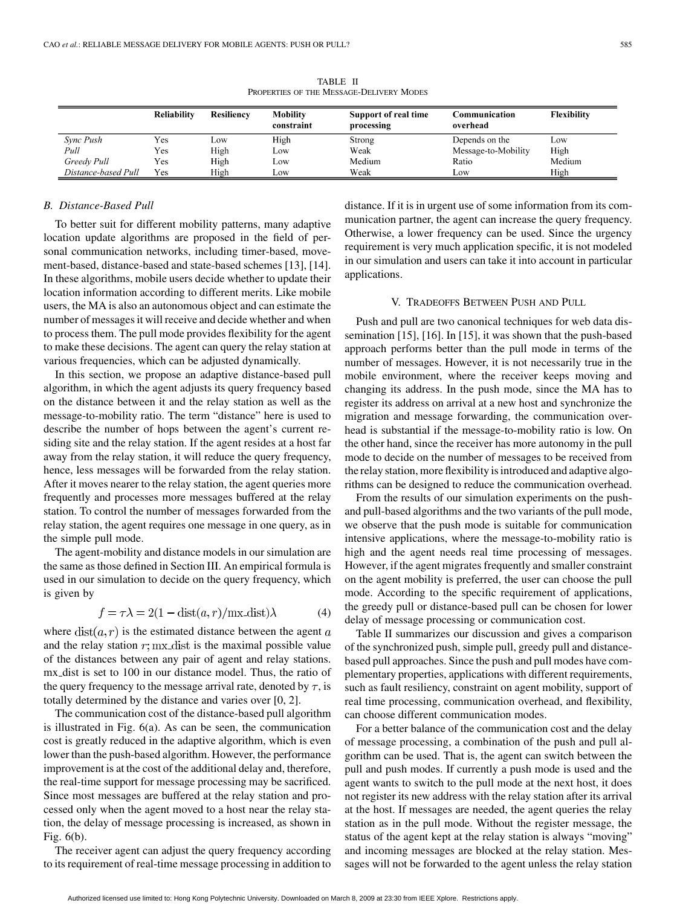TABLE II
PROPERTIES OF THE MESSAGE-DELIVERY MODES

| | Reliability | Resiliency | Mobility constraint | Support of real time processing | Communication overhead | Flexibility |
|---|---|---|---|---|---|---|
| *Sync Push* | Yes | Low | High | Strong | Depends on the | Low |
| *Pull* | Yes | High | Low | Weak | Message-to-Mobility | High |
| *Greedy Pull* | Yes | High | Low | Medium | Ratio | Medium |
| *Distance-based Pull* | Yes | High | Low | Weak | Low | High |

### *B. Distance-Based Pull*

To better suit for different mobility patterns, many adaptive location update algorithms are proposed in the field of personal communication networks, including timer-based, movement-based, distance-based and state-based schemes [13], [14]. In these algorithms, mobile users decide whether to update their location information according to different merits. Like mobile users, the MA is also an autonomous object and can estimate the number of messages it will receive and decide whether and when to process them. The pull mode provides flexibility for the agent to make these decisions. The agent can query the relay station at various frequencies, which can be adjusted dynamically.

In this section, we propose an adaptive distance-based pull algorithm, in which the agent adjusts its query frequency based on the distance between it and the relay station as well as the message-to-mobility ratio. The term "distance" here is used to describe the number of hops between the agent's current residing site and the relay station. If the agent resides at a host far away from the relay station, it will reduce the query frequency, hence, less messages will be forwarded from the relay station. After it moves nearer to the relay station, the agent queries more frequently and processes more messages buffered at the relay station. To control the number of messages forwarded from the relay station, the agent requires one message in one query, as in the simple pull mode.

The agent-mobility and distance models in our simulation are the same as those defined in Section III. An empirical formula is used in our simulation to decide on the query frequency, which is given by

$$f = \tau\lambda = 2(1 - \mathrm{dist}(a, r)/\mathrm{mx\_dist})\lambda \tag{4}$$

where $\mathrm{dist}(a, r)$ is the estimated distance between the agent $a$ and the relay station $r$; $\mathrm{mx\_dist}$ is the maximal possible value of the distances between any pair of agent and relay stations. mx_dist is set to 100 in our distance model. Thus, the ratio of the query frequency to the message arrival rate, denoted by $\tau$, is totally determined by the distance and varies over [0, 2].

The communication cost of the distance-based pull algorithm is illustrated in Fig. 6(a). As can be seen, the communication cost is greatly reduced in the adaptive algorithm, which is even lower than the push-based algorithm. However, the performance improvement is at the cost of the additional delay and, therefore, the real-time support for message processing may be sacrificed. Since most messages are buffered at the relay station and processed only when the agent moved to a host near the relay station, the delay of message processing is increased, as shown in Fig. 6(b).

The receiver agent can adjust the query frequency according to its requirement of real-time message processing in addition to distance. If it is in urgent use of some information from its communication partner, the agent can increase the query frequency. Otherwise, a lower frequency can be used. Since the urgency requirement is very much application specific, it is not modeled in our simulation and users can take it into account in particular applications.

## V. TRADEOFFS BETWEEN PUSH AND PULL

Push and pull are two canonical techniques for web data dissemination [15], [16]. In [15], it was shown that the push-based approach performs better than the pull mode in terms of the number of messages. However, it is not necessarily true in the mobile environment, where the receiver keeps moving and changing its address. In the push mode, since the MA has to register its address on arrival at a new host and synchronize the migration and message forwarding, the communication overhead is substantial if the message-to-mobility ratio is low. On the other hand, since the receiver has more autonomy in the pull mode to decide on the number of messages to be received from the relay station, more flexibility is introduced and adaptive algorithms can be designed to reduce the communication overhead.

From the results of our simulation experiments on the push- and pull-based algorithms and the two variants of the pull mode, we observe that the push mode is suitable for communication intensive applications, where the message-to-mobility ratio is high and the agent needs real time processing of messages. However, if the agent migrates frequently and smaller constraint on the agent mobility is preferred, the user can choose the pull mode. According to the specific requirement of applications, the greedy pull or distance-based pull can be chosen for lower delay of message processing or communication cost.

Table II summarizes our discussion and gives a comparison of the synchronized push, simple pull, greedy pull and distance-based pull approaches. Since the push and pull modes have complementary properties, applications with different requirements, such as fault resiliency, constraint on agent mobility, support of real time processing, communication overhead, and flexibility, can choose different communication modes.

For a better balance of the communication cost and the delay of message processing, a combination of the push and pull algorithm can be used. That is, the agent can switch between the pull and push modes. If currently a push mode is used and the agent wants to switch to the pull mode at the next host, it does not register its new address with the relay station after its arrival at the host. If messages are needed, the agent queries the relay station as in the pull mode. Without the register message, the status of the agent kept at the relay station is always "moving" and incoming messages are blocked at the relay station. Messages will not be forwarded to the agent unless the relay station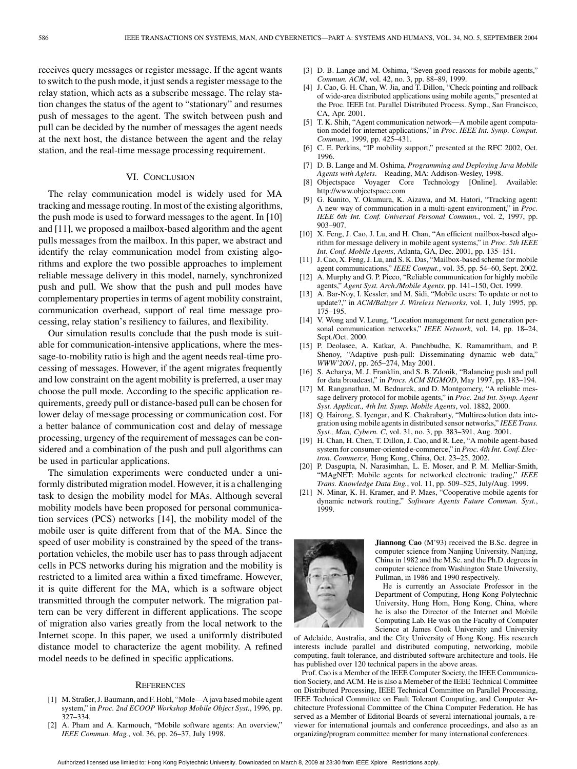receives query messages or register message. If the agent wants to switch to the push mode, it just sends a register message to the relay station, which acts as a subscribe message. The relay station changes the status of the agent to "stationary" and resumes push of messages to the agent. The switch between push and pull can be decided by the number of messages the agent needs at the next host, the distance between the agent and the relay station, and the real-time message processing requirement.

## VI. Conclusion

The relay communication model is widely used for MA tracking and message routing. In most of the existing algorithms, the push mode is used to forward messages to the agent. In [10] and [11], we proposed a mailbox-based algorithm and the agent pulls messages from the mailbox. In this paper, we abstract and identify the relay communication model from existing algorithms and explore the two possible approaches to implement reliable message delivery in this model, namely, synchronized push and pull. We show that the push and pull modes have complementary properties in terms of agent mobility constraint, communication overhead, support of real time message processing, relay station's resiliency to failures, and flexibility.

Our simulation results conclude that the push mode is suitable for communication-intensive applications, where the message-to-mobility ratio is high and the agent needs real-time processing of messages. However, if the agent migrates frequently and low constraint on the agent mobility is preferred, a user may choose the pull mode. According to the specific application requirements, greedy pull or distance-based pull can be chosen for lower delay of message processing or communication cost. For a better balance of communication cost and delay of message processing, urgency of the requirement of messages can be considered and a combination of the push and pull algorithms can be used in particular applications.

The simulation experiments were conducted under a uniformly distributed migration model. However, it is a challenging task to design the mobility model for MAs. Although several mobility models have been proposed for personal communication services (PCS) networks [14], the mobility model of the mobile user is quite different from that of the MA. Since the speed of user mobility is constrained by the speed of the transportation vehicles, the mobile user has to pass through adjacent cells in PCS networks during his migration and the mobility is restricted to a limited area within a fixed timeframe. However, it is quite different for the MA, which is a software object transmitted through the computer network. The migration pattern can be very different in different applications. The scope of migration also varies greatly from the local network to the Internet scope. In this paper, we used a uniformly distributed distance model to characterize the agent mobility. A refined model needs to be defined in specific applications.

## References

[1] M. Straßer, J. Baumann, and F. Hohl, "Mole—A java based mobile agent system," in *Proc. 2nd ECOOP Workshop Mobile Object Syst.*, 1996, pp. 327–334.

[2] A. Pham and A. Karmouch, "Mobile software agents: An overview," *IEEE Commun. Mag.*, vol. 36, pp. 26–37, July 1998.

[3] D. B. Lange and M. Oshima, "Seven good reasons for mobile agents," *Commun. ACM*, vol. 42, no. 3, pp. 88–89, 1999.

[4] J. Cao, G. H. Chan, W. Jia, and T. Dillon, "Check pointing and rollback of wide-area distributed applications using mobile agents," presented at the Proc. IEEE Int. Parallel Distributed Process. Symp., San Francisco, CA, Apr. 2001.

[5] T. K. Shih, "Agent communication network—A mobile agent computation model for internet applications," in *Proc. IEEE Int. Symp. Comput. Commun.*, 1999, pp. 425–431.

[6] C. E. Perkins, "IP mobility support," presented at the RFC 2002, Oct. 1996.

[7] D. B. Lange and M. Oshima, *Programming and Deploying Java Mobile Agents with Aglets*. Reading, MA: Addison-Wesley, 1998.

[8] Objectspace Voyager Core Technology [Online]. Available: http://www.objectspace.com

[9] G. Kunito, Y. Okumura, K. Aizawa, and M. Hatori, "Tracking agent: A new way of communication in a multi-agent environment," in *Proc. IEEE 6th Int. Conf. Universal Personal Commun.*, vol. 2, 1997, pp. 903–907.

[10] X. Feng, J. Cao, J. Lu, and H. Chan, "An efficient mailbox-based algorithm for message delivery in mobile agent systems," in *Proc. 5th IEEE Int. Conf. Mobile Agents*, Atlanta, GA, Dec. 2001, pp. 135–151.

[11] J. Cao, X. Feng, J. Lu, and S. K. Das, "Mailbox-based scheme for mobile agent communications," *IEEE Comput.*, vol. 35, pp. 54–60, Sept. 2002.

[12] A. Murphy and G. P. Picco, "Reliable communication for highly mobile agents," *Agent Syst. Arch./Mobile Agents*, pp. 141–150, Oct. 1999.

[13] A. Bar-Noy, I. Kessler, and M. Sidi, "Mobile users: To update or not to update?," in *ACM/Baltzer J. Wireless Networks*, vol. 1, July 1995, pp. 175–195.

[14] V. Wong and V. Leung, "Location management for next generation personal communication networks," *IEEE Network*, vol. 14, pp. 18–24, Sept./Oct. 2000.

[15] P. Deolasee, A. Katkar, A. Panchbudhe, K. Ramamritham, and P. Shenoy, "Adaptive push-pull: Disseminating dynamic web data," *WWW'2001*, pp. 265–274, May 2001.

[16] S. Acharya, M. J. Franklin, and S. B. Zdonik, "Balancing push and pull for data broadcast," in *Procs. ACM SIGMOD*, May 1997, pp. 183–194.

[17] M. Ranganathan, M. Bednarek, and D. Montgomery, "A reliable message delivery protocol for mobile agents," in *Proc. 2nd Int. Symp. Agent Syst. Applicat., 4th Int. Symp. Mobile Agents*, vol. 1882, 2000.

[18] Q. Hairong, S. Iyengar, and K. Chakrabarty, "Multiresolution data integration using mobile agents in distributed sensor networks," *IEEE Trans. Syst., Man, Cybern. C*, vol. 31, no. 3, pp. 383–391, Aug. 2001.

[19] H. Chan, H. Chen, T. Dillon, J. Cao, and R. Lee, "A mobile agent-based system for consumer-oriented e-commerce," in *Proc. 4th Int. Conf. Electron. Commerce*, Hong Kong, China, Oct. 23–25, 2002.

[20] P. Dasgupta, N. Narasimhan, L. E. Moser, and P. M. Melliar-Smith, "MAgNET: Mobile agents for networked electronic trading," *IEEE Trans. Knowledge Data Eng.*, vol. 11, pp. 509–525, July/Aug. 1999.

[21] N. Minar, K. H. Kramer, and P. Maes, "Cooperative mobile agents for dynamic network routing," *Software Agents Future Commun. Syst.*, 1999.

**Jiannong Cao** (M'93) received the B.Sc. degree in computer science from Nanjing University, Nanjing, China in 1982 and the M.Sc. and the Ph.D. degrees in computer science from Washington State University, Pullman, in 1986 and 1990 respectively.

He is currently an Associate Professor in the Department of Computing, Hong Kong Polytechnic University, Hung Hom, Hong Kong, China, where he is also the Director of the Internet and Mobile Computing Lab. He was on the Faculty of Computer Science at James Cook University and University of Adelaide, Australia, and the City University of Hong Kong. His research interests include parallel and distributed computing, networking, mobile computing, fault tolerance, and distributed software architecture and tools. He has published over 120 technical papers in the above areas.

Prof. Cao is a Member of the IEEE Computer Society, the IEEE Communication Society, and ACM. He is also a Memeber of the IEEE Technical Committee on Distributed Processing, IEEE Technical Committee on Parallel Processing, IEEE Technical Committee on Fault Tolerant Computing, and Computer Architecture Professional Committee of the China Computer Federation. He has served as a Member of Editorial Boards of several international journals, a reviewer for international journals and conference proceedings, and also as an organizing/program committee member for many international conferences.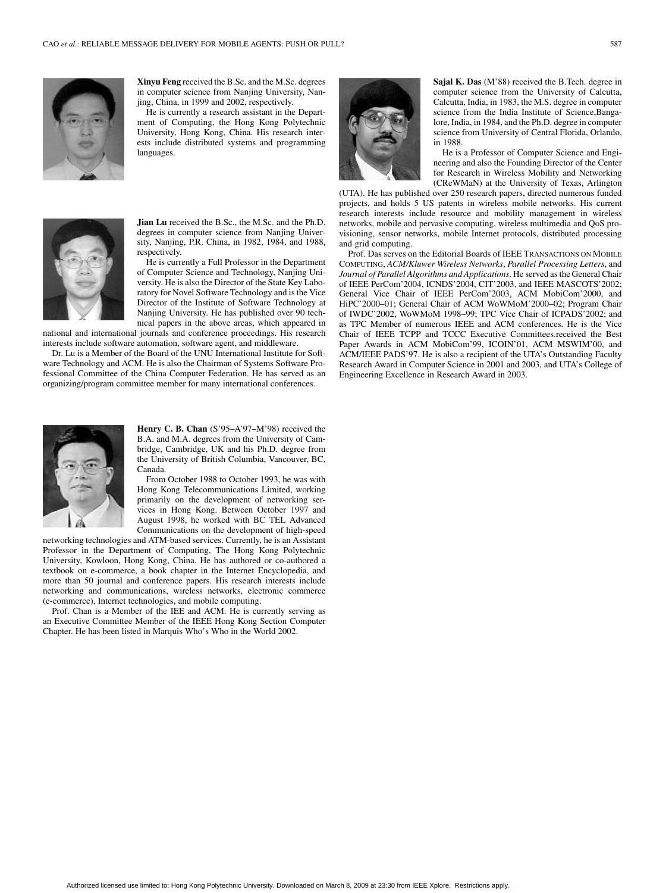**Xinyu Feng** received the B.Sc. and the M.Sc. degrees in computer science from Nanjing University, Nanjing, China, in 1999 and 2002, respectively.

He is currently a research assistant in the Department of Computing, the Hong Kong Polytechnic University, Hong Kong, China. His research interests include distributed systems and programming languages.

**Jian Lu** received the B.Sc., the M.Sc. and the Ph.D. degrees in computer science from Nanjing University, Nanjing, P.R. China, in 1982, 1984, and 1988, respectively.

He is currently a Full Professor in the Department of Computer Science and Technology, Nanjing University. He is also the Director of the State Key Laboratory for Novel Software Technology and is the Vice Director of the Institute of Software Technology at Nanjing University. He has published over 90 technical papers in the above areas, which appeared in national and international journals and conference proceedings. His research interests include software automation, software agent, and middleware.

Dr. Lu is a Member of the Board of the UNU International Institute for Software Technology and ACM. He is also the Chairman of Systems Software Professional Committee of the China Computer Federation. He has served as an organizing/program committee member for many international conferences.

**Henry C. B. Chan** (S'95–A'97–M'98) received the B.A. and M.A. degrees from the University of Cambridge, Cambridge, UK and his Ph.D. degree from the University of British Columbia, Vancouver, BC, Canada.

From October 1988 to October 1993, he was with Hong Kong Telecommunications Limited, working primarily on the development of networking services in Hong Kong. Between October 1997 and August 1998, he worked with BC TEL Advanced Communications on the development of high-speed networking technologies and ATM-based services. Currently, he is an Assistant Professor in the Department of Computing, The Hong Kong Polytechnic University, Kowloon, Hong Kong, China. He has authored or co-authored a textbook on e-commerce, a book chapter in the Internet Encyclopedia, and more than 50 journal and conference papers. His research interests include networking and communications, wireless networks, electronic commerce (e-commerce), Internet technologies, and mobile computing.

Prof. Chan is a Member of the IEE and ACM. He is currently serving as an Executive Committee Member of the IEEE Hong Kong Section Computer Chapter. He has been listed in Marquis Who's Who in the World 2002.

**Sajal K. Das** (M'88) received the B.Tech. degree in computer science from the University of Calcutta, Calcutta, India, in 1983, the M.S. degree in computer science from the India Institute of Science,Bangalore, India, in 1984, and the Ph.D. degree in computer science from University of Central Florida, Orlando, in 1988.

He is a Professor of Computer Science and Engineering and also the Founding Director of the Center for Research in Wireless Mobility and Networking (CReWMaN) at the University of Texas, Arlington (UTA). He has published over 250 research papers, directed numerous funded projects, and holds 5 US patents in wireless mobile networks. His current research interests include resource and mobility management in wireless networks, mobile and pervasive computing, wireless multimedia and QoS provisioning, sensor networks, mobile Internet protocols, distributed processing and grid computing.

Prof. Das serves on the Editorial Boards of IEEE TRANSACTIONS ON MOBILE COMPUTING, *ACM/Kluwer Wireless Networks*, *Parallel Processing Letters*, and *Journal of Parallel Algorithms and Applications*. He served as the General Chair of IEEE PerCom'2004, ICNDS'2004, CIT'2003, and IEEE MASCOTS'2002; General Vice Chair of IEEE PerCom'2003, ACM MobiCom'2000, and HiPC'2000–01; General Chair of ACM WoWMoM'2000–02; Program Chair of IWDC'2002, WoWMoM 1998–99; TPC Vice Chair of ICPADS'2002; and as TPC Member of numerous IEEE and ACM conferences. He is the Vice Chair of IEEE TCPP and TCCC Executive Committees.received the Best Paper Awards in ACM MobiCom'99, ICOIN'01, ACM MSWIM'00, and ACM/IEEE PADS'97. He is also a recipient of the UTA's Outstanding Faculty Research Award in Computer Science in 2001 and 2003, and UTA's College of Engineering Excellence in Research Award in 2003.